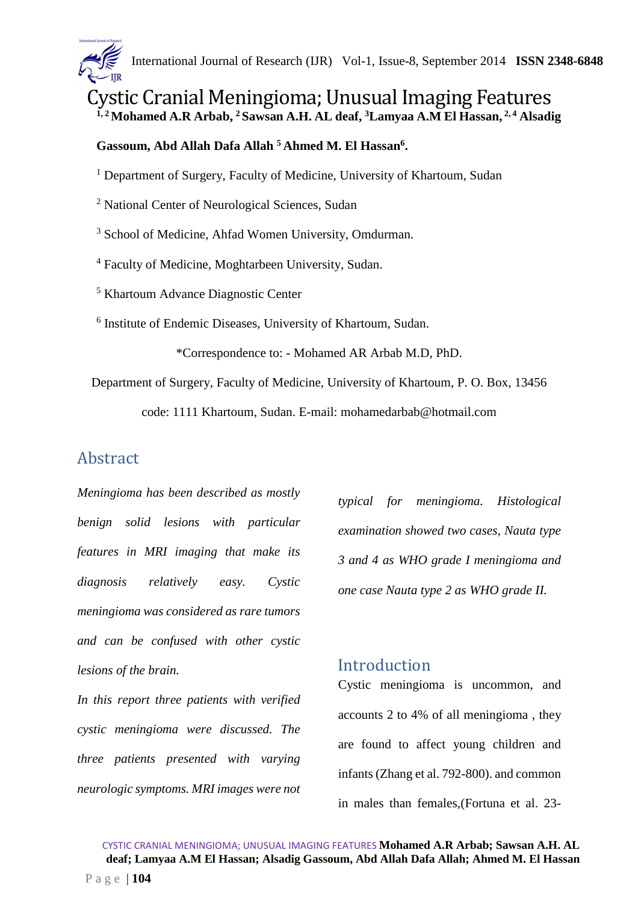# Cystic Cranial Meningioma; Unusual Imaging Features

**[1, 2] Mohamed A.R Arbab, [2] Sawsan A.H. AL deaf, [3] Lamyaa A.M El Hassan, [2, 4] Alsadig Gassoum, Abd Allah Dafa Allah [5] Ahmed M. El Hassan[6].**

[1] Department of Surgery, Faculty of Medicine, University of Khartoum, Sudan

[2] National Center of Neurological Sciences, Sudan

[3] School of Medicine, Ahfad Women University, Omdurman.

[4] Faculty of Medicine, Moghtarbeen University, Sudan.

[5] Khartoum Advance Diagnostic Center

[6] Institute of Endemic Diseases, University of Khartoum, Sudan.

*Correspondence to: - Mohamed AR Arbab M.D, PhD.

Department of Surgery, Faculty of Medicine, University of Khartoum, P. O. Box, 13456 code: 1111 Khartoum, Sudan. E-mail: mohamedarbab@hotmail.com

## Abstract

*Meningioma has been described as mostly benign solid lesions with particular features in MRI imaging that make its diagnosis relatively easy. Cystic meningioma was considered as rare tumors and can be confused with other cystic lesions of the brain.*

*In this report three patients with verified cystic meningioma were discussed. The three patients presented with varying neurologic symptoms. MRI images were not typical for meningioma. Histological examination showed two cases, Nauta type 3 and 4 as WHO grade I meningioma and one case Nauta type 2 as WHO grade II.*

## Introduction

Cystic meningioma is uncommon, and accounts 2 to 4% of all meningioma , they are found to affect young children and infants (Zhang et al. 792-800). and common in males than females,(Fortuna et al. 23-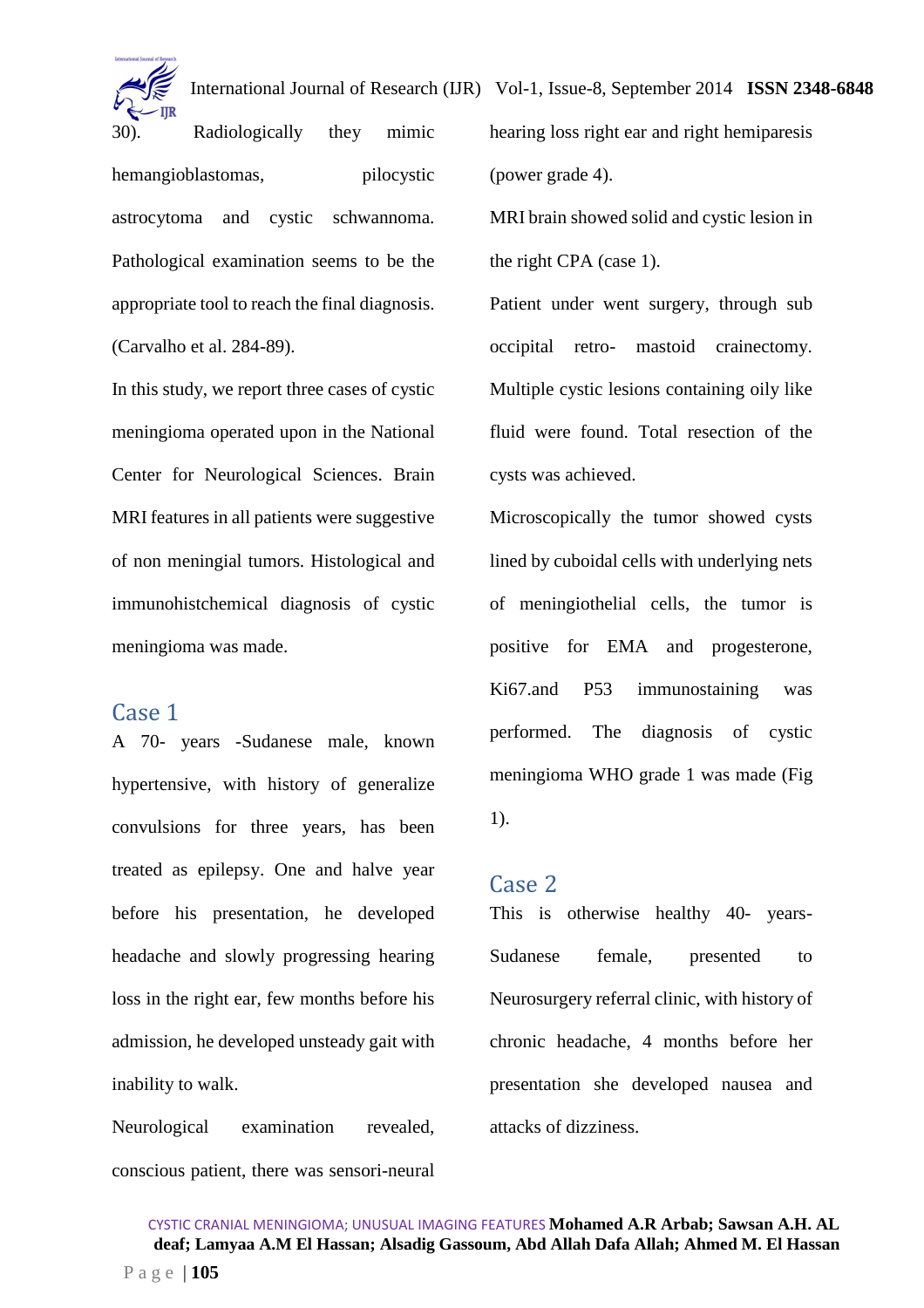30). Radiologically they mimic hemangioblastomas, pilocystic astrocytoma and cystic schwannoma. Pathological examination seems to be the appropriate tool to reach the final diagnosis. (Carvalho et al. 284-89).

In this study, we report three cases of cystic meningioma operated upon in the National Center for Neurological Sciences. Brain MRI features in all patients were suggestive of non meningial tumors. Histological and immunohistchemical diagnosis of cystic meningioma was made.

## Case 1

A 70- years -Sudanese male, known hypertensive, with history of generalize convulsions for three years, has been treated as epilepsy. One and halve year before his presentation, he developed headache and slowly progressing hearing loss in the right ear, few months before his admission, he developed unsteady gait with inability to walk.

Neurological examination revealed, conscious patient, there was sensori-neural hearing loss right ear and right hemiparesis (power grade 4).

MRI brain showed solid and cystic lesion in the right CPA (case 1).

Patient under went surgery, through sub occipital retro- mastoid crainectomy. Multiple cystic lesions containing oily like fluid were found. Total resection of the cysts was achieved.

Microscopically the tumor showed cysts lined by cuboidal cells with underlying nets of meningiothelial cells, the tumor is positive for EMA and progesterone, Ki67.and P53 immunostaining was performed. The diagnosis of cystic meningioma WHO grade 1 was made (Fig 1).

## Case 2

This is otherwise healthy 40- years- Sudanese female, presented to Neurosurgery referral clinic, with history of chronic headache, 4 months before her presentation she developed nausea and attacks of dizziness.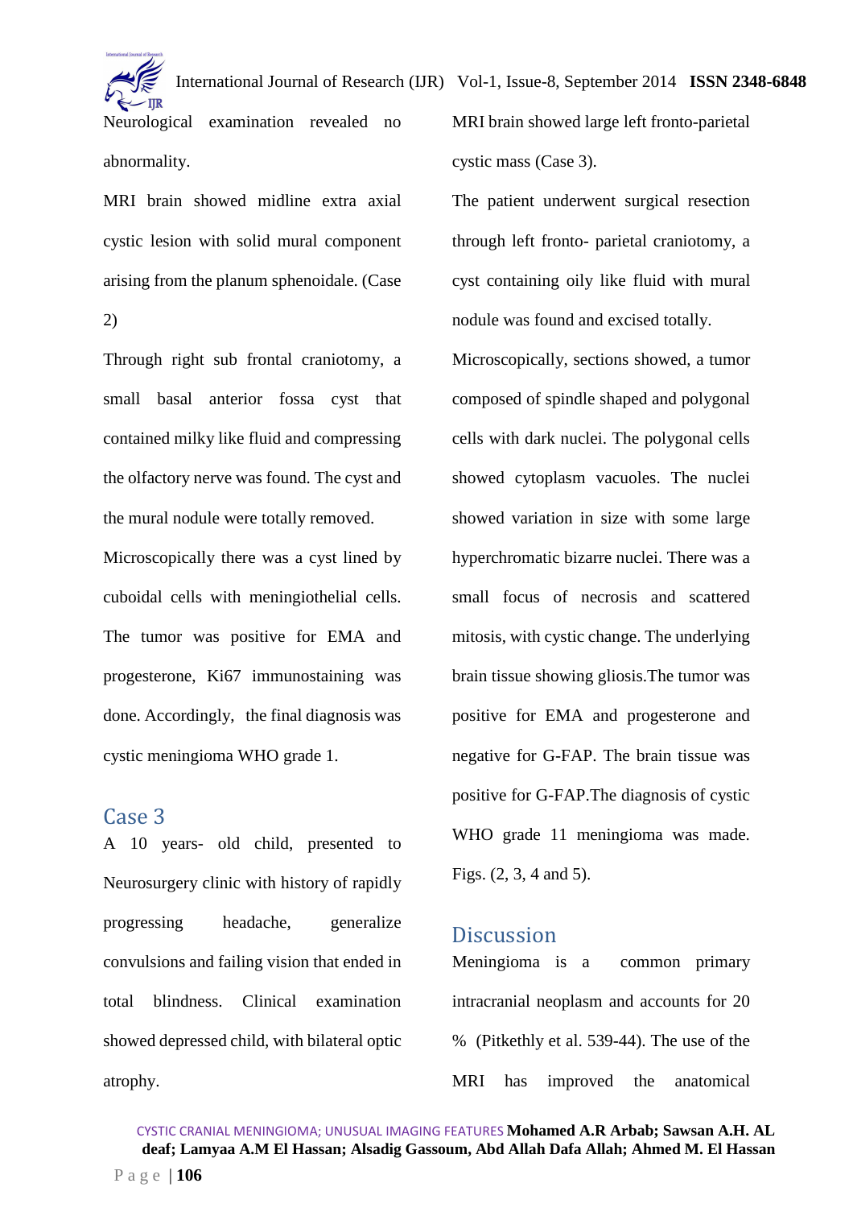Neurological examination revealed no abnormality.

MRI brain showed midline extra axial cystic lesion with solid mural component arising from the planum sphenoidale. (Case 2)

Through right sub frontal craniotomy, a small basal anterior fossa cyst that contained milky like fluid and compressing the olfactory nerve was found. The cyst and the mural nodule were totally removed.

Microscopically there was a cyst lined by cuboidal cells with meningiothelial cells. The tumor was positive for EMA and progesterone, Ki67 immunostaining was done. Accordingly, the final diagnosis was cystic meningioma WHO grade 1.

## Case 3

A 10 years- old child, presented to Neurosurgery clinic with history of rapidly progressing headache, generalize convulsions and failing vision that ended in total blindness. Clinical examination showed depressed child, with bilateral optic atrophy.

MRI brain showed large left fronto-parietal cystic mass (Case 3).

The patient underwent surgical resection through left fronto- parietal craniotomy, a cyst containing oily like fluid with mural nodule was found and excised totally.

Microscopically, sections showed, a tumor composed of spindle shaped and polygonal cells with dark nuclei. The polygonal cells showed cytoplasm vacuoles. The nuclei showed variation in size with some large hyperchromatic bizarre nuclei. There was a small focus of necrosis and scattered mitosis, with cystic change. The underlying brain tissue showing gliosis.The tumor was positive for EMA and progesterone and negative for G-FAP. The brain tissue was positive for G-FAP.The diagnosis of cystic WHO grade 11 meningioma was made. Figs. (2, 3, 4 and 5).

## Discussion

Meningioma is a common primary intracranial neoplasm and accounts for 20 % (Pitkethly et al. 539-44). The use of the MRI has improved the anatomical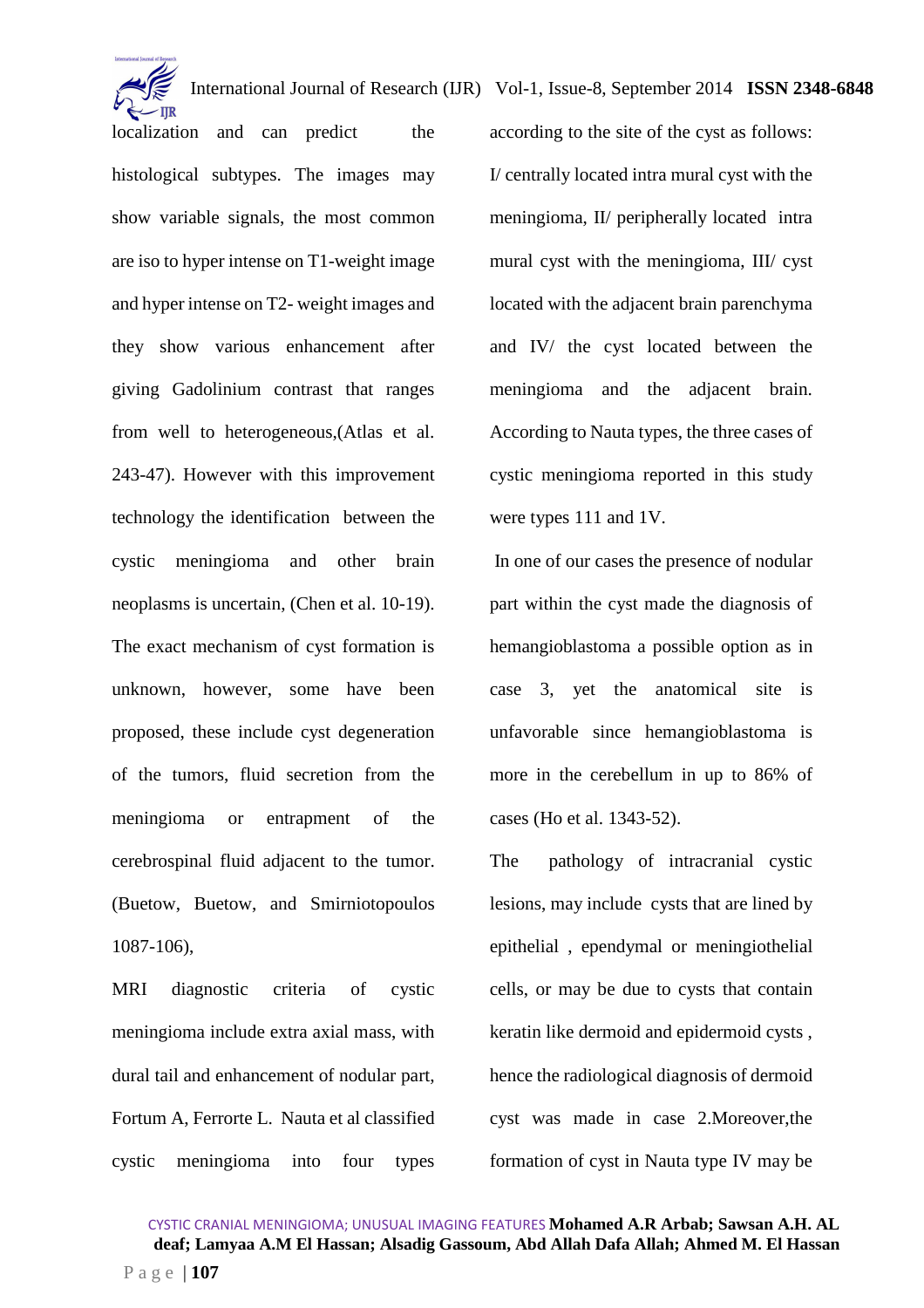localization and can predict the histological subtypes. The images may show variable signals, the most common are iso to hyper intense on T1-weight image and hyper intense on T2- weight images and they show various enhancement after giving Gadolinium contrast that ranges from well to heterogeneous,(Atlas et al. 243-47). However with this improvement technology the identification between the cystic meningioma and other brain neoplasms is uncertain, (Chen et al. 10-19). The exact mechanism of cyst formation is unknown, however, some have been proposed, these include cyst degeneration of the tumors, fluid secretion from the meningioma or entrapment of the cerebrospinal fluid adjacent to the tumor. (Buetow, Buetow, and Smirniotopoulos 1087-106),

MRI diagnostic criteria of cystic meningioma include extra axial mass, with dural tail and enhancement of nodular part, Fortum A, Ferrorte L. Nauta et al classified cystic meningioma into four types according to the site of the cyst as follows: I/ centrally located intra mural cyst with the meningioma, II/ peripherally located intra mural cyst with the meningioma, III/ cyst located with the adjacent brain parenchyma and IV/ the cyst located between the meningioma and the adjacent brain. According to Nauta types, the three cases of cystic meningioma reported in this study were types 111 and 1V.

In one of our cases the presence of nodular part within the cyst made the diagnosis of hemangioblastoma a possible option as in case 3, yet the anatomical site is unfavorable since hemangioblastoma is more in the cerebellum in up to 86% of cases (Ho et al. 1343-52).

The pathology of intracranial cystic lesions, may include cysts that are lined by epithelial , ependymal or meningiothelial cells, or may be due to cysts that contain keratin like dermoid and epidermoid cysts , hence the radiological diagnosis of dermoid cyst was made in case 2.Moreover,the formation of cyst in Nauta type IV may be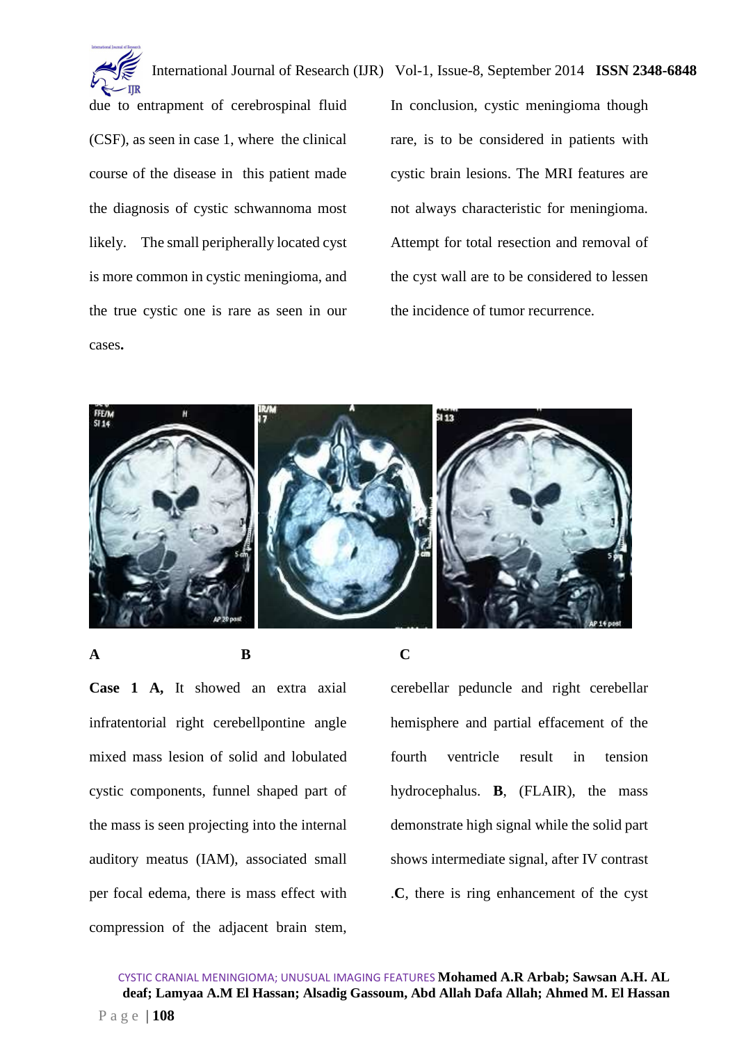due to entrapment of cerebrospinal fluid (CSF), as seen in case 1, where the clinical course of the disease in this patient made the diagnosis of cystic schwannoma most likely. The small peripherally located cyst is more common in cystic meningioma, and the true cystic one is rare as seen in our cases**.**

In conclusion, cystic meningioma though rare, is to be considered in patients with cystic brain lesions. The MRI features are not always characteristic for meningioma. Attempt for total resection and removal of the cyst wall are to be considered to lessen the incidence of tumor recurrence.

**A** **B** **C**

**Case 1 A,** It showed an extra axial infratentorial right cerebellpontine angle mixed mass lesion of solid and lobulated cystic components, funnel shaped part of the mass is seen projecting into the internal auditory meatus (IAM), associated small per focal edema, there is mass effect with compression of the adjacent brain stem, cerebellar peduncle and right cerebellar hemisphere and partial effacement of the fourth ventricle result in tension hydrocephalus. **B**, (FLAIR), the mass demonstrate high signal while the solid part shows intermediate signal, after IV contrast .**C**, there is ring enhancement of the cyst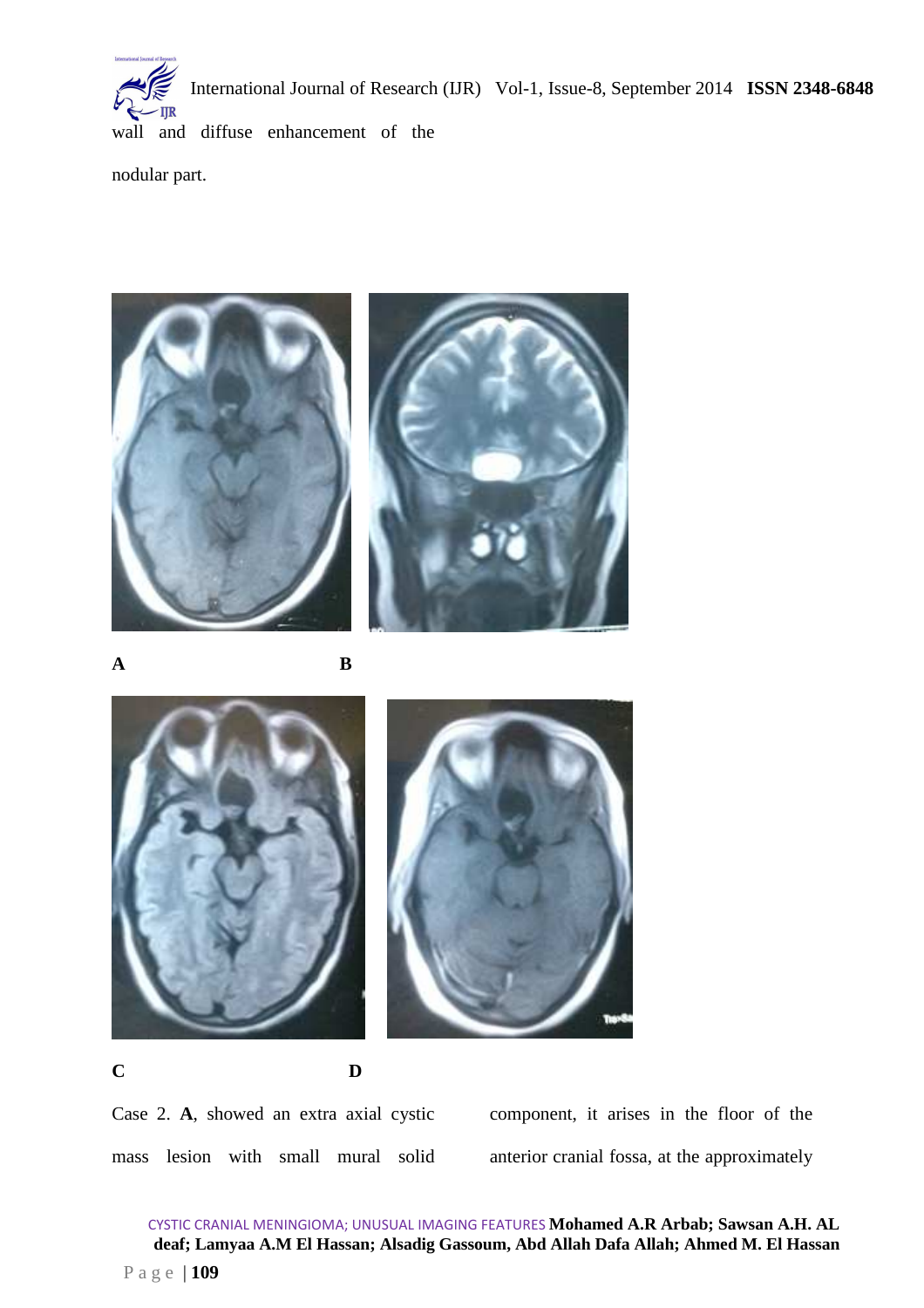wall and diffuse enhancement of the nodular part.

A B

C D

Case 2. **A**, showed an extra axial cystic mass lesion with small mural solid component, it arises in the floor of the anterior cranial fossa, at the approximately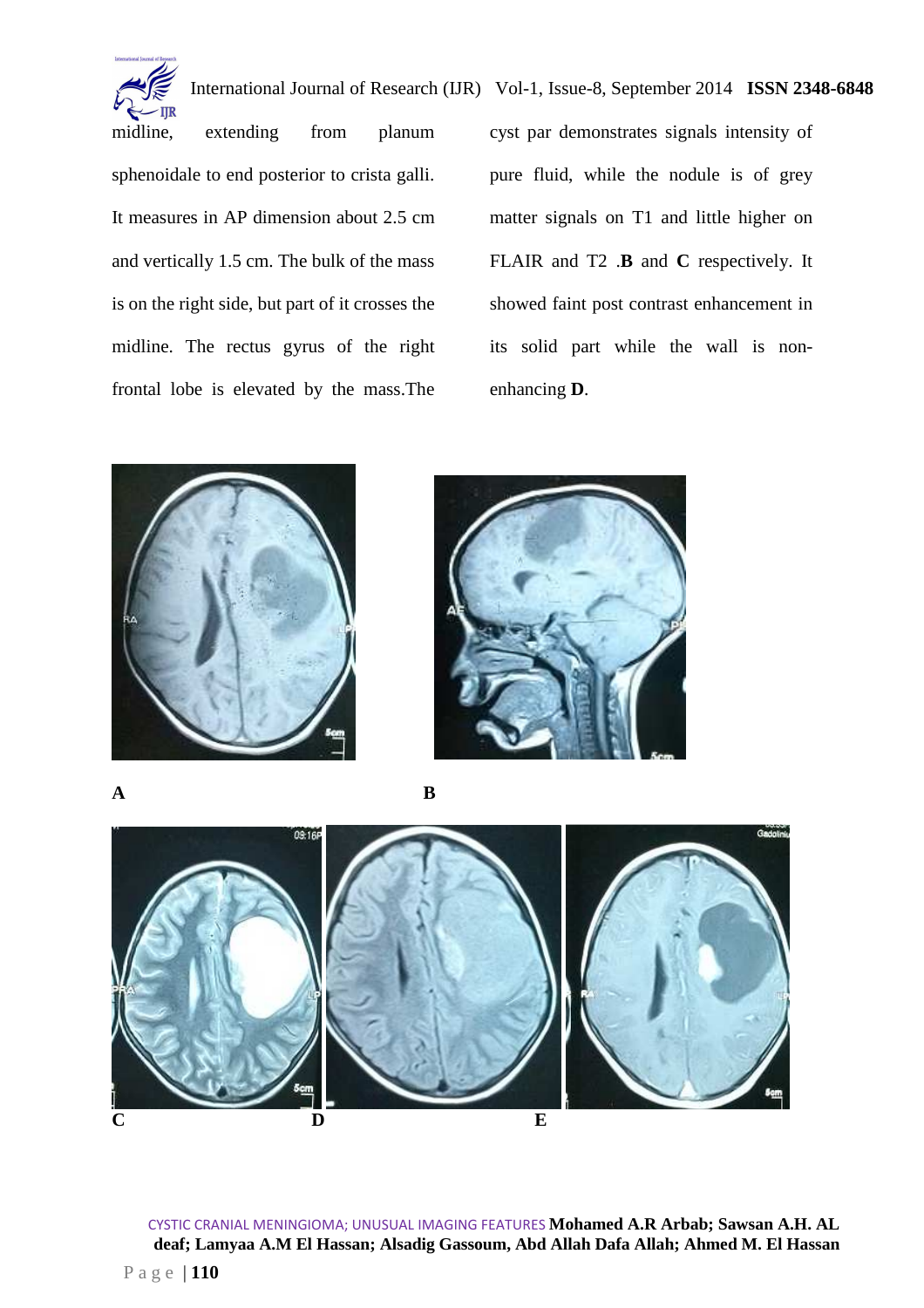midline, extending from planum sphenoidale to end posterior to crista galli. It measures in AP dimension about 2.5 cm and vertically 1.5 cm. The bulk of the mass is on the right side, but part of it crosses the midline. The rectus gyrus of the right frontal lobe is elevated by the mass.The cyst par demonstrates signals intensity of pure fluid, while the nodule is of grey matter signals on T1 and little higher on FLAIR and T2 .**B** and **C** respectively. It showed faint post contrast enhancement in its solid part while the wall is non-enhancing **D**.

**A** **B**

**C** **D** **E**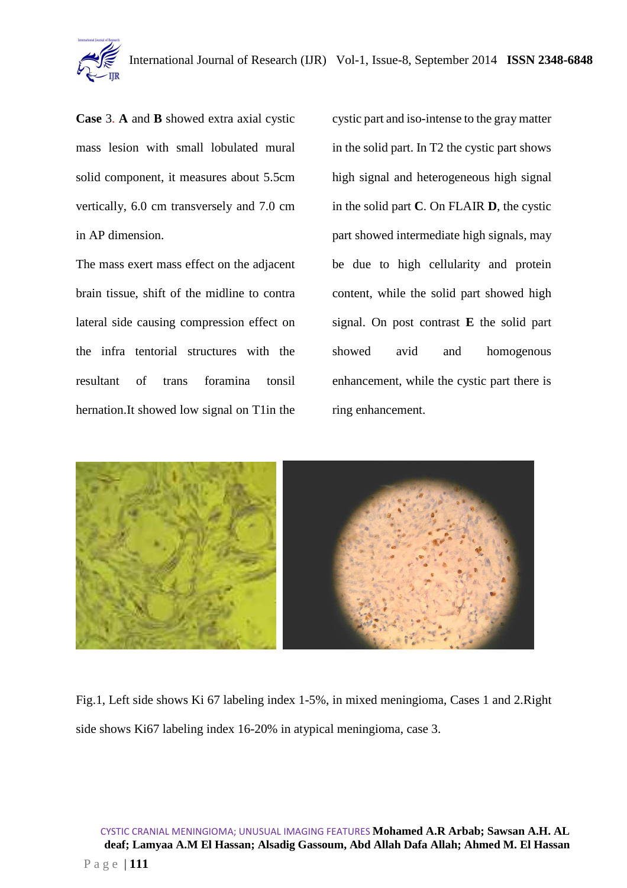**Case** 3. **A** and **B** showed extra axial cystic mass lesion with small lobulated mural solid component, it measures about 5.5cm vertically, 6.0 cm transversely and 7.0 cm in AP dimension.

The mass exert mass effect on the adjacent brain tissue, shift of the midline to contra lateral side causing compression effect on the infra tentorial structures with the resultant of trans foramina tonsil hernation.It showed low signal on T1in the cystic part and iso-intense to the gray matter in the solid part. In T2 the cystic part shows high signal and heterogeneous high signal in the solid part **C**. On FLAIR **D**, the cystic part showed intermediate high signals, may be due to high cellularity and protein content, while the solid part showed high signal. On post contrast **E** the solid part showed avid and homogenous enhancement, while the cystic part there is ring enhancement.

Fig.1, Left side shows Ki 67 labeling index 1-5%, in mixed meningioma, Cases 1 and 2.Right side shows Ki67 labeling index 16-20% in atypical meningioma, case 3.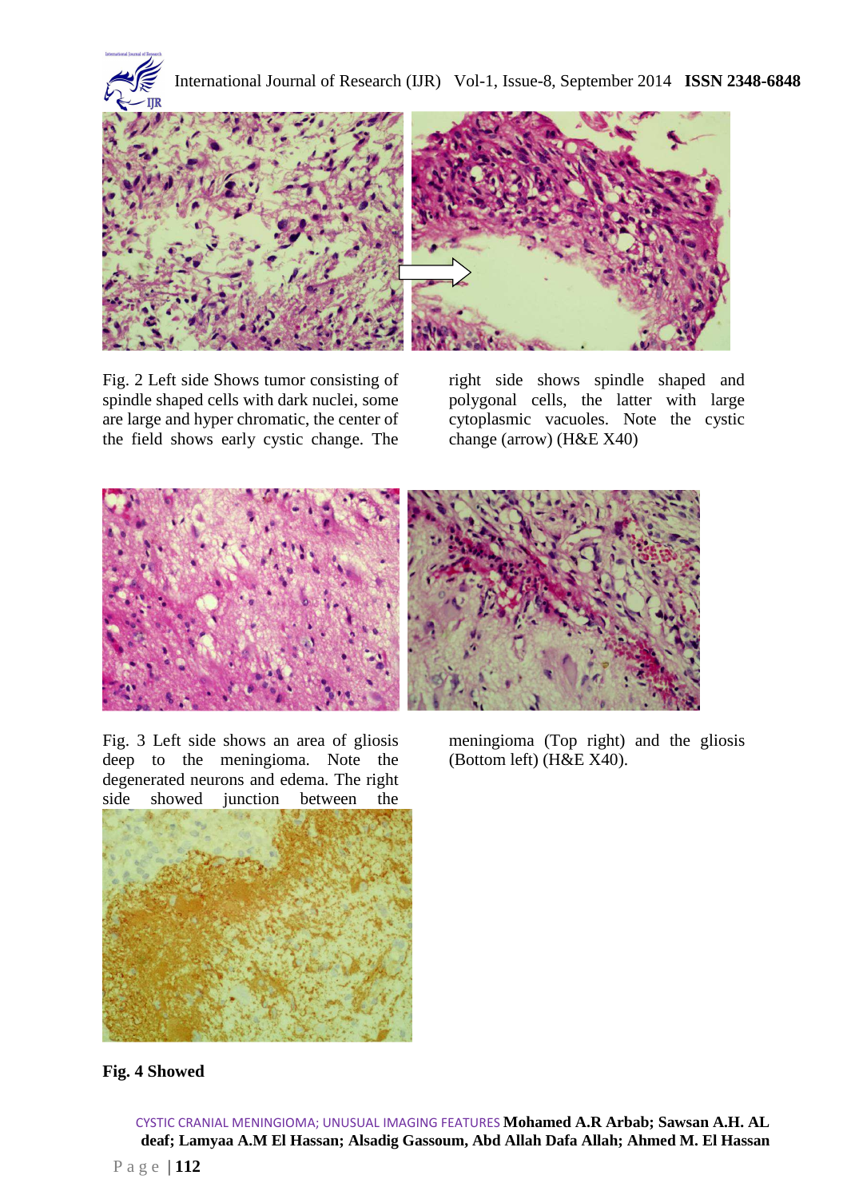Fig. 2 Left side Shows tumor consisting of spindle shaped cells with dark nuclei, some are large and hyper chromatic, the center of the field shows early cystic change. The right side shows spindle shaped and polygonal cells, the latter with large cytoplasmic vacuoles. Note the cystic change (arrow) (H&E X40)

Fig. 3 Left side shows an area of gliosis deep to the meningioma. Note the degenerated neurons and edema. The right side showed junction between the meningioma (Top right) and the gliosis (Bottom left) (H&E X40).

**Fig. 4 Showed**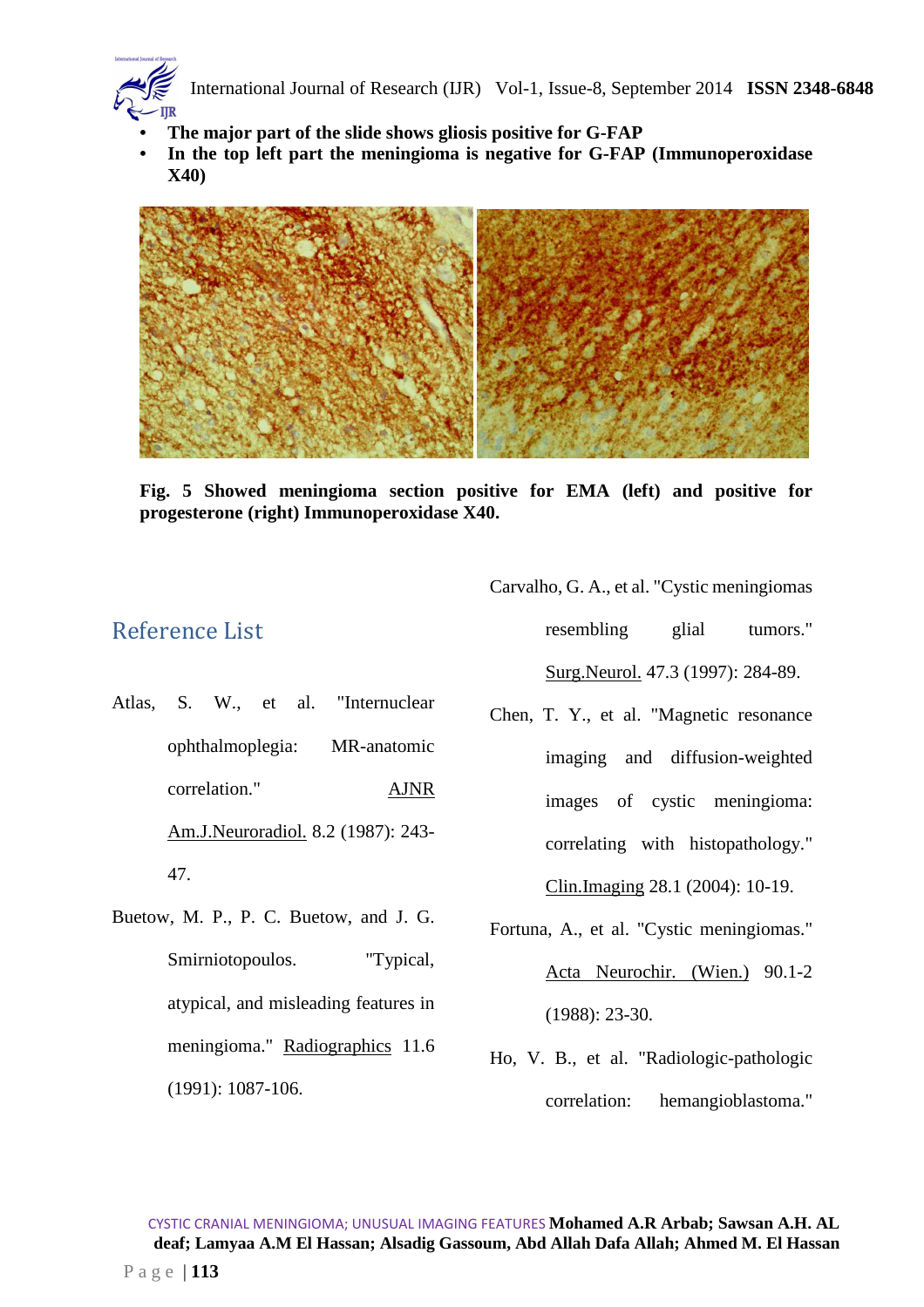- **The major part of the slide shows gliosis positive for G-FAP**
- **In the top left part the meningioma is negative for G-FAP (Immunoperoxidase X40)**

**Fig. 5 Showed meningioma section positive for EMA (left) and positive for progesterone (right) Immunoperoxidase X40.**

## Reference List

Atlas, S. W., et al. "Internuclear ophthalmoplegia: MR-anatomic correlation." AJNR Am.J.Neuroradiol. 8.2 (1987): 243-47.

Buetow, M. P., P. C. Buetow, and J. G. Smirniotopoulos. "Typical, atypical, and misleading features in meningioma." Radiographics 11.6 (1991): 1087-106.

Carvalho, G. A., et al. "Cystic meningiomas resembling glial tumors." Surg.Neurol. 47.3 (1997): 284-89.

Chen, T. Y., et al. "Magnetic resonance imaging and diffusion-weighted images of cystic meningioma: correlating with histopathology." Clin.Imaging 28.1 (2004): 10-19.

Fortuna, A., et al. "Cystic meningiomas." Acta Neurochir. (Wien.) 90.1-2 (1988): 23-30.

Ho, V. B., et al. "Radiologic-pathologic correlation: hemangioblastoma."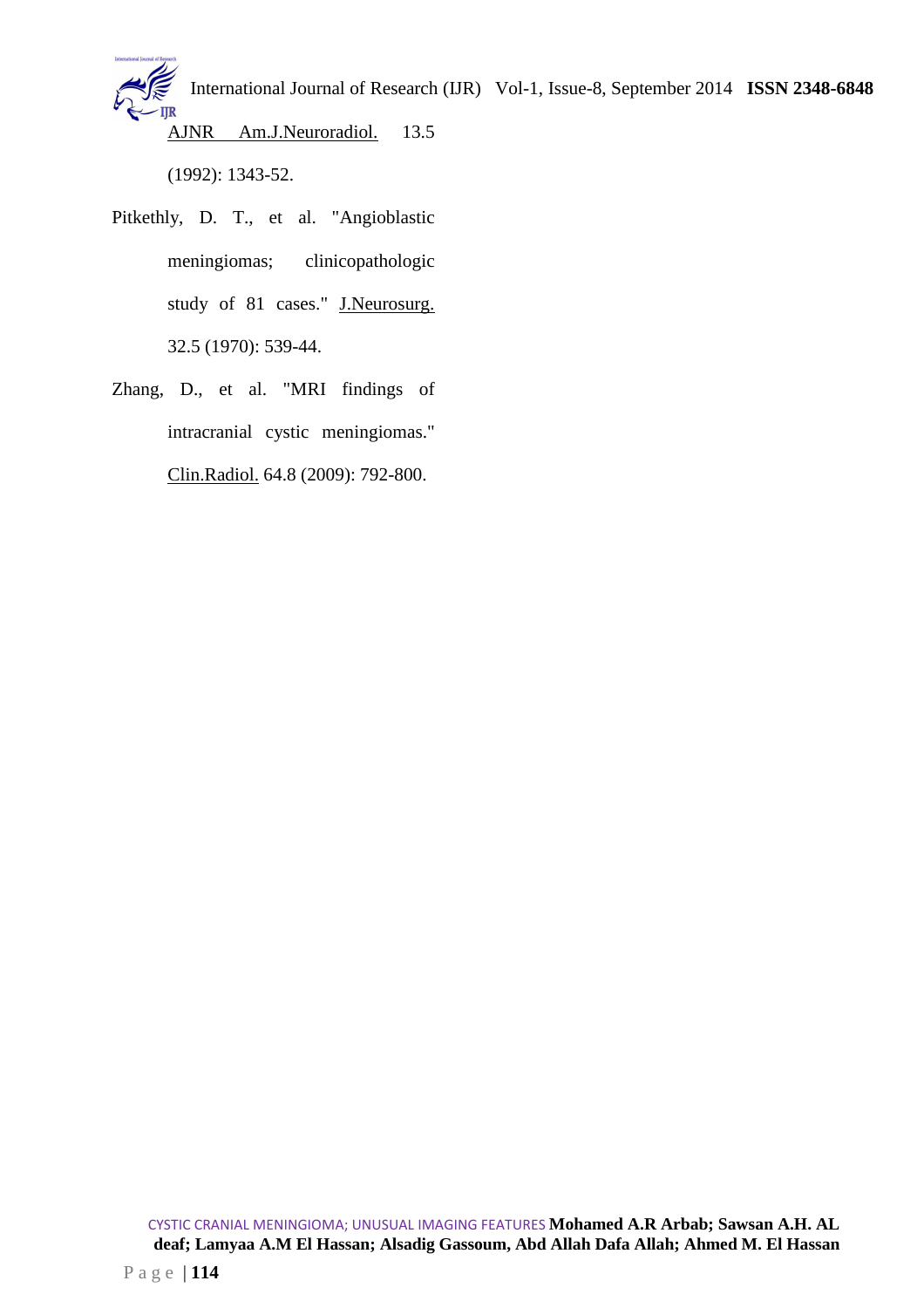AJNR Am.J.Neuroradiol. 13.5 (1992): 1343-52.

Pitkethly, D. T., et al. "Angioblastic meningiomas; clinicopathologic study of 81 cases." J.Neurosurg. 32.5 (1970): 539-44.

Zhang, D., et al. "MRI findings of intracranial cystic meningiomas." Clin.Radiol. 64.8 (2009): 792-800.